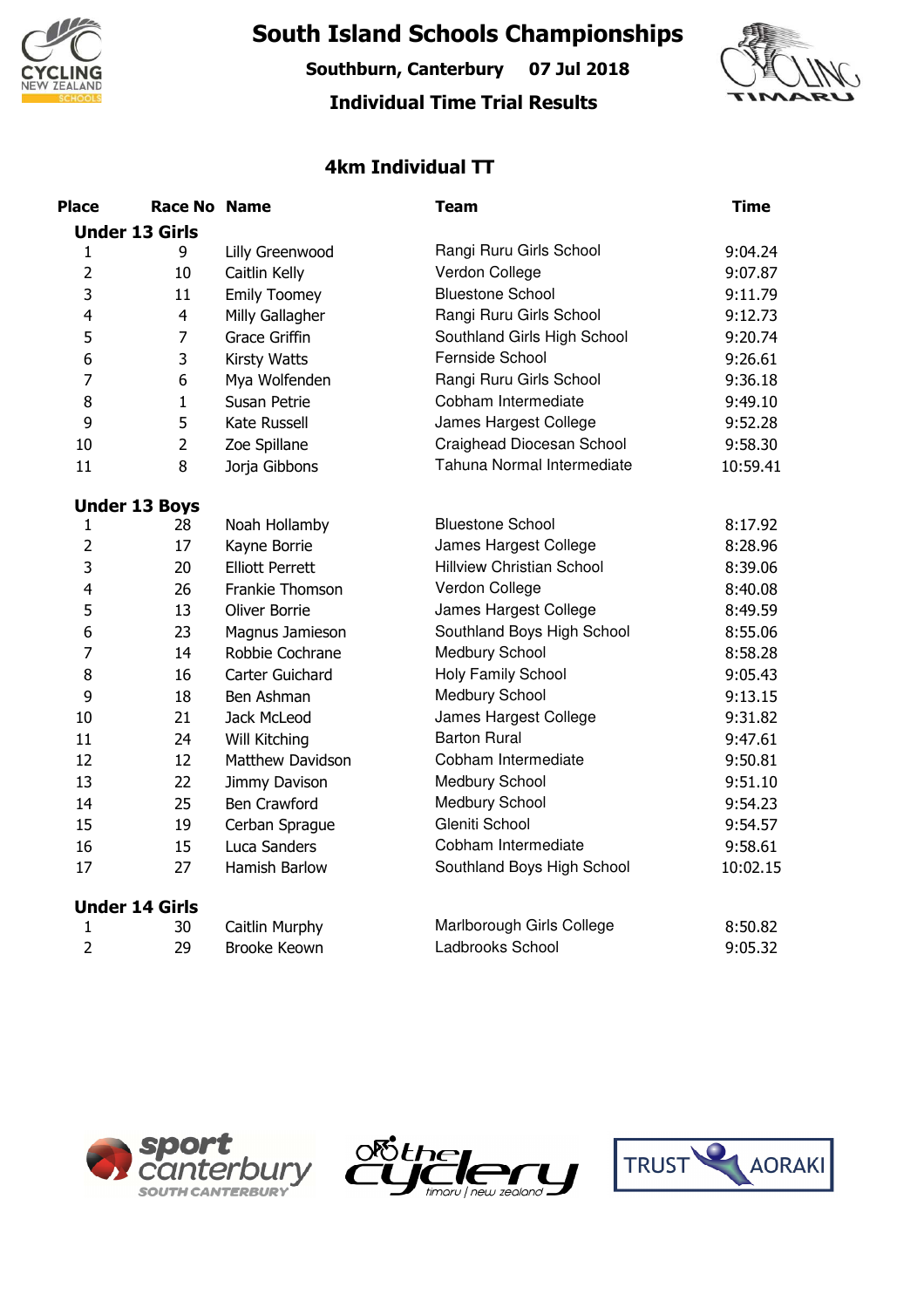# South Island Schools Championships

**Southburn, Canterbury 07 Jul 2018**

**Individual Time Trial Results**

## 4km Individual TT

| Place | Race No | Name | Team | Time |
|---|---|---|---|---|
| **Under 13 Girls** | | | | |
| 1 | 9 | Lilly Greenwood | Rangi Ruru Girls School | 9:04.24 |
| 2 | 10 | Caitlin Kelly | Verdon College | 9:07.87 |
| 3 | 11 | Emily Toomey | Bluestone School | 9:11.79 |
| 4 | 4 | Milly Gallagher | Rangi Ruru Girls School | 9:12.73 |
| 5 | 7 | Grace Griffin | Southland Girls High School | 9:20.74 |
| 6 | 3 | Kirsty Watts | Fernside School | 9:26.61 |
| 7 | 6 | Mya Wolfenden | Rangi Ruru Girls School | 9:36.18 |
| 8 | 1 | Susan Petrie | Cobham Intermediate | 9:49.10 |
| 9 | 5 | Kate Russell | James Hargest College | 9:52.28 |
| 10 | 2 | Zoe Spillane | Craighead Diocesan School | 9:58.30 |
| 11 | 8 | Jorja Gibbons | Tahuna Normal Intermediate | 10:59.41 |
| **Under 13 Boys** | | | | |
| 1 | 28 | Noah Hollamby | Bluestone School | 8:17.92 |
| 2 | 17 | Kayne Borrie | James Hargest College | 8:28.96 |
| 3 | 20 | Elliott Perrett | Hillview Christian School | 8:39.06 |
| 4 | 26 | Frankie Thomson | Verdon College | 8:40.08 |
| 5 | 13 | Oliver Borrie | James Hargest College | 8:49.59 |
| 6 | 23 | Magnus Jamieson | Southland Boys High School | 8:55.06 |
| 7 | 14 | Robbie Cochrane | Medbury School | 8:58.28 |
| 8 | 16 | Carter Guichard | Holy Family School | 9:05.43 |
| 9 | 18 | Ben Ashman | Medbury School | 9:13.15 |
| 10 | 21 | Jack McLeod | James Hargest College | 9:31.82 |
| 11 | 24 | Will Kitching | Barton Rural | 9:47.61 |
| 12 | 12 | Matthew Davidson | Cobham Intermediate | 9:50.81 |
| 13 | 22 | Jimmy Davison | Medbury School | 9:51.10 |
| 14 | 25 | Ben Crawford | Medbury School | 9:54.23 |
| 15 | 19 | Cerban Sprague | Gleniti School | 9:54.57 |
| 16 | 15 | Luca Sanders | Cobham Intermediate | 9:58.61 |
| 17 | 27 | Hamish Barlow | Southland Boys High School | 10:02.15 |
| **Under 14 Girls** | | | | |
| 1 | 30 | Caitlin Murphy | Marlborough Girls College | 8:50.82 |
| 2 | 29 | Brooke Keown | Ladbrooks School | 9:05.32 |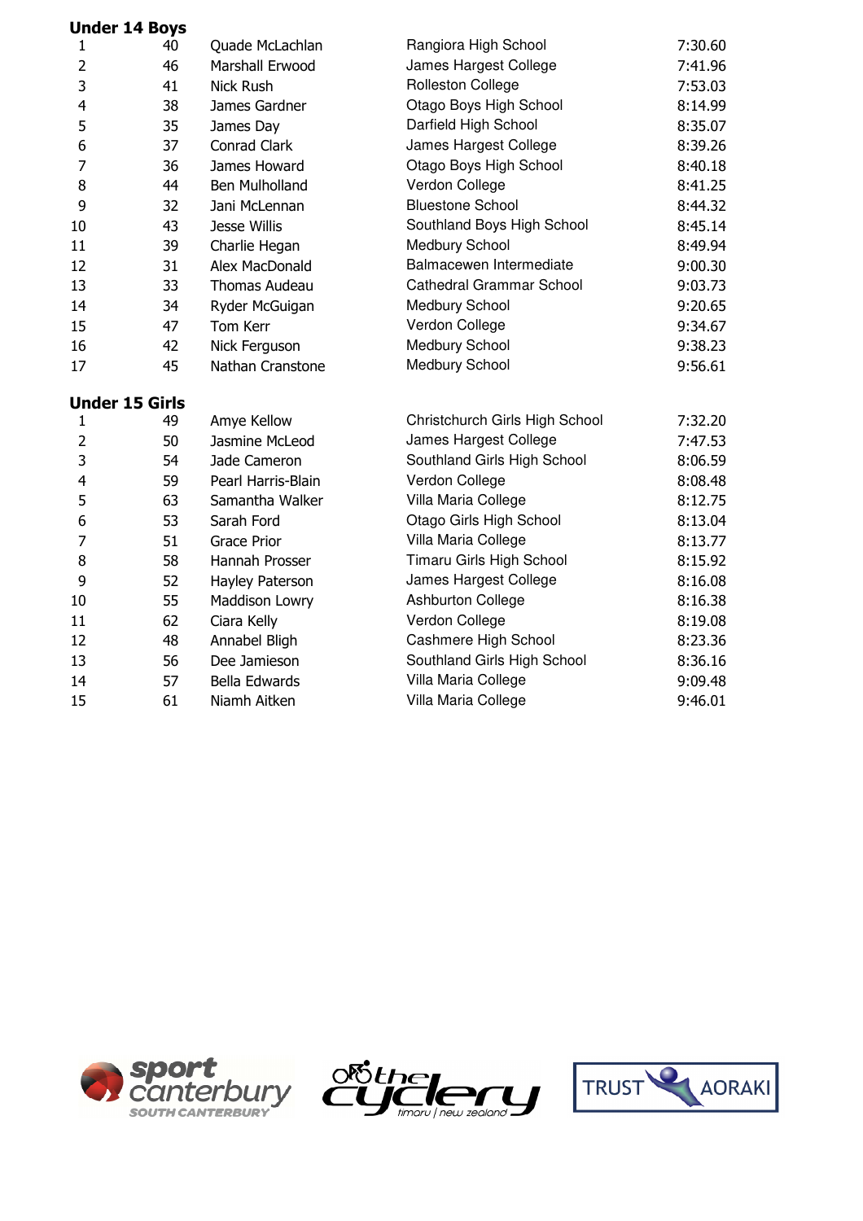## Under 14 Boys

| | | | | |
|---|---|---|---|---|
| 1 | 40 | Quade McLachlan | Rangiora High School | 7:30.60 |
| 2 | 46 | Marshall Erwood | James Hargest College | 7:41.96 |
| 3 | 41 | Nick Rush | Rolleston College | 7:53.03 |
| 4 | 38 | James Gardner | Otago Boys High School | 8:14.99 |
| 5 | 35 | James Day | Darfield High School | 8:35.07 |
| 6 | 37 | Conrad Clark | James Hargest College | 8:39.26 |
| 7 | 36 | James Howard | Otago Boys High School | 8:40.18 |
| 8 | 44 | Ben Mulholland | Verdon College | 8:41.25 |
| 9 | 32 | Jani McLennan | Bluestone School | 8:44.32 |
| 10 | 43 | Jesse Willis | Southland Boys High School | 8:45.14 |
| 11 | 39 | Charlie Hegan | Medbury School | 8:49.94 |
| 12 | 31 | Alex MacDonald | Balmacewen Intermediate | 9:00.30 |
| 13 | 33 | Thomas Audeau | Cathedral Grammar School | 9:03.73 |
| 14 | 34 | Ryder McGuigan | Medbury School | 9:20.65 |
| 15 | 47 | Tom Kerr | Verdon College | 9:34.67 |
| 16 | 42 | Nick Ferguson | Medbury School | 9:38.23 |
| 17 | 45 | Nathan Cranstone | Medbury School | 9:56.61 |

## Under 15 Girls

| | | | | |
|---|---|---|---|---|
| 1 | 49 | Amye Kellow | Christchurch Girls High School | 7:32.20 |
| 2 | 50 | Jasmine McLeod | James Hargest College | 7:47.53 |
| 3 | 54 | Jade Cameron | Southland Girls High School | 8:06.59 |
| 4 | 59 | Pearl Harris-Blain | Verdon College | 8:08.48 |
| 5 | 63 | Samantha Walker | Villa Maria College | 8:12.75 |
| 6 | 53 | Sarah Ford | Otago Girls High School | 8:13.04 |
| 7 | 51 | Grace Prior | Villa Maria College | 8:13.77 |
| 8 | 58 | Hannah Prosser | Timaru Girls High School | 8:15.92 |
| 9 | 52 | Hayley Paterson | James Hargest College | 8:16.08 |
| 10 | 55 | Maddison Lowry | Ashburton College | 8:16.38 |
| 11 | 62 | Ciara Kelly | Verdon College | 8:19.08 |
| 12 | 48 | Annabel Bligh | Cashmere High School | 8:23.36 |
| 13 | 56 | Dee Jamieson | Southland Girls High School | 8:36.16 |
| 14 | 57 | Bella Edwards | Villa Maria College | 9:09.48 |
| 15 | 61 | Niamh Aitken | Villa Maria College | 9:46.01 |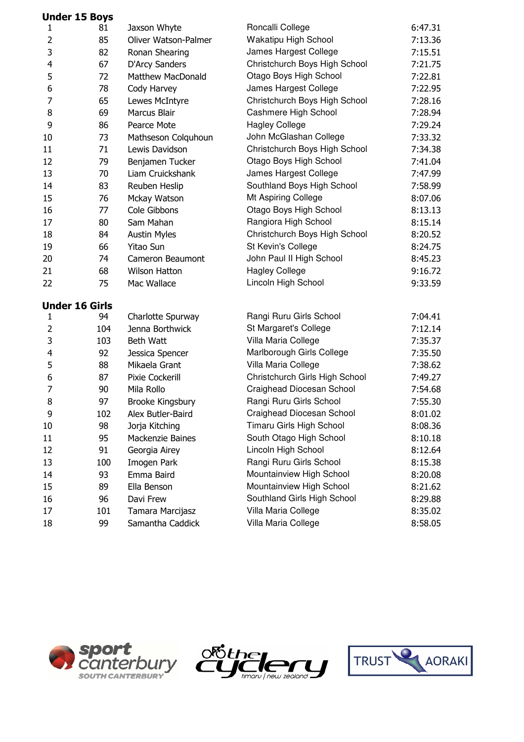## Under 15 Boys

| | | | | |
|---|---|---|---|---|
| 1 | 81 | Jaxson Whyte | Roncalli College | 6:47.31 |
| 2 | 85 | Oliver Watson-Palmer | Wakatipu High School | 7:13.36 |
| 3 | 82 | Ronan Shearing | James Hargest College | 7:15.51 |
| 4 | 67 | D'Arcy Sanders | Christchurch Boys High School | 7:21.75 |
| 5 | 72 | Matthew MacDonald | Otago Boys High School | 7:22.81 |
| 6 | 78 | Cody Harvey | James Hargest College | 7:22.95 |
| 7 | 65 | Lewes McIntyre | Christchurch Boys High School | 7:28.16 |
| 8 | 69 | Marcus Blair | Cashmere High School | 7:28.94 |
| 9 | 86 | Pearce Mote | Hagley College | 7:29.24 |
| 10 | 73 | Mathseson Colquhoun | John McGlashan College | 7:33.32 |
| 11 | 71 | Lewis Davidson | Christchurch Boys High School | 7:34.38 |
| 12 | 79 | Benjamen Tucker | Otago Boys High School | 7:41.04 |
| 13 | 70 | Liam Cruickshank | James Hargest College | 7:47.99 |
| 14 | 83 | Reuben Heslip | Southland Boys High School | 7:58.99 |
| 15 | 76 | Mckay Watson | Mt Aspiring College | 8:07.06 |
| 16 | 77 | Cole Gibbons | Otago Boys High School | 8:13.13 |
| 17 | 80 | Sam Mahan | Rangiora High School | 8:15.14 |
| 18 | 84 | Austin Myles | Christchurch Boys High School | 8:20.52 |
| 19 | 66 | Yitao Sun | St Kevin's College | 8:24.75 |
| 20 | 74 | Cameron Beaumont | John Paul II High School | 8:45.23 |
| 21 | 68 | Wilson Hatton | Hagley College | 9:16.72 |
| 22 | 75 | Mac Wallace | Lincoln High School | 9:33.59 |

## Under 16 Girls

| | | | | |
|---|---|---|---|---|
| 1 | 94 | Charlotte Spurway | Rangi Ruru Girls School | 7:04.41 |
| 2 | 104 | Jenna Borthwick | St Margaret's College | 7:12.14 |
| 3 | 103 | Beth Watt | Villa Maria College | 7:35.37 |
| 4 | 92 | Jessica Spencer | Marlborough Girls College | 7:35.50 |
| 5 | 88 | Mikaela Grant | Villa Maria College | 7:38.62 |
| 6 | 87 | Pixie Cockerill | Christchurch Girls High School | 7:49.27 |
| 7 | 90 | Mila Rollo | Craighead Diocesan School | 7:54.68 |
| 8 | 97 | Brooke Kingsbury | Rangi Ruru Girls School | 7:55.30 |
| 9 | 102 | Alex Butler-Baird | Craighead Diocesan School | 8:01.02 |
| 10 | 98 | Jorja Kitching | Timaru Girls High School | 8:08.36 |
| 11 | 95 | Mackenzie Baines | South Otago High School | 8:10.18 |
| 12 | 91 | Georgia Airey | Lincoln High School | 8:12.64 |
| 13 | 100 | Imogen Park | Rangi Ruru Girls School | 8:15.38 |
| 14 | 93 | Emma Baird | Mountainview High School | 8:20.08 |
| 15 | 89 | Ella Benson | Mountainview High School | 8:21.62 |
| 16 | 96 | Davi Frew | Southland Girls High School | 8:29.88 |
| 17 | 101 | Tamara Marcijasz | Villa Maria College | 8:35.02 |
| 18 | 99 | Samantha Caddick | Villa Maria College | 8:58.05 |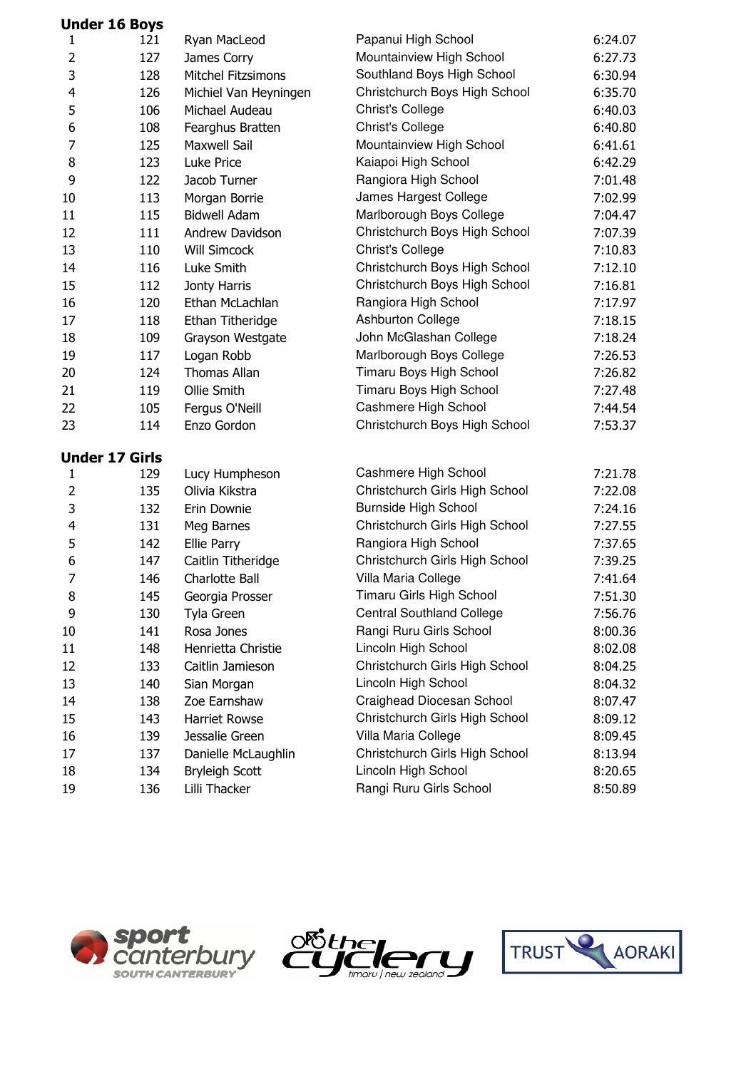## Under 16 Boys

| | | | | |
|---|---|---|---|---|
| 1 | 121 | Ryan MacLeod | Papanui High School | 6:24.07 |
| 2 | 127 | James Corry | Mountainview High School | 6:27.73 |
| 3 | 128 | Mitchel Fitzsimons | Southland Boys High School | 6:30.94 |
| 4 | 126 | Michiel Van Heyningen | Christchurch Boys High School | 6:35.70 |
| 5 | 106 | Michael Audeau | Christ's College | 6:40.03 |
| 6 | 108 | Fearghus Bratten | Christ's College | 6:40.80 |
| 7 | 125 | Maxwell Sail | Mountainview High School | 6:41.61 |
| 8 | 123 | Luke Price | Kaiapoi High School | 6:42.29 |
| 9 | 122 | Jacob Turner | Rangiora High School | 7:01.48 |
| 10 | 113 | Morgan Borrie | James Hargest College | 7:02.99 |
| 11 | 115 | Bidwell Adam | Marlborough Boys College | 7:04.47 |
| 12 | 111 | Andrew Davidson | Christchurch Boys High School | 7:07.39 |
| 13 | 110 | Will Simcock | Christ's College | 7:10.83 |
| 14 | 116 | Luke Smith | Christchurch Boys High School | 7:12.10 |
| 15 | 112 | Jonty Harris | Christchurch Boys High School | 7:16.81 |
| 16 | 120 | Ethan McLachlan | Rangiora High School | 7:17.97 |
| 17 | 118 | Ethan Titheridge | Ashburton College | 7:18.15 |
| 18 | 109 | Grayson Westgate | John McGlashan College | 7:18.24 |
| 19 | 117 | Logan Robb | Marlborough Boys College | 7:26.53 |
| 20 | 124 | Thomas Allan | Timaru Boys High School | 7:26.82 |
| 21 | 119 | Ollie Smith | Timaru Boys High School | 7:27.48 |
| 22 | 105 | Fergus O'Neill | Cashmere High School | 7:44.54 |
| 23 | 114 | Enzo Gordon | Christchurch Boys High School | 7:53.37 |

## Under 17 Girls

| | | | | |
|---|---|---|---|---|
| 1 | 129 | Lucy Humpheson | Cashmere High School | 7:21.78 |
| 2 | 135 | Olivia Kikstra | Christchurch Girls High School | 7:22.08 |
| 3 | 132 | Erin Downie | Burnside High School | 7:24.16 |
| 4 | 131 | Meg Barnes | Christchurch Girls High School | 7:27.55 |
| 5 | 142 | Ellie Parry | Rangiora High School | 7:37.65 |
| 6 | 147 | Caitlin Titheridge | Christchurch Girls High School | 7:39.25 |
| 7 | 146 | Charlotte Ball | Villa Maria College | 7:41.64 |
| 8 | 145 | Georgia Prosser | Timaru Girls High School | 7:51.30 |
| 9 | 130 | Tyla Green | Central Southland College | 7:56.76 |
| 10 | 141 | Rosa Jones | Rangi Ruru Girls School | 8:00.36 |
| 11 | 148 | Henrietta Christie | Lincoln High School | 8:02.08 |
| 12 | 133 | Caitlin Jamieson | Christchurch Girls High School | 8:04.25 |
| 13 | 140 | Sian Morgan | Lincoln High School | 8:04.32 |
| 14 | 138 | Zoe Earnshaw | Craighead Diocesan School | 8:07.47 |
| 15 | 143 | Harriet Rowse | Christchurch Girls High School | 8:09.12 |
| 16 | 139 | Jessalie Green | Villa Maria College | 8:09.45 |
| 17 | 137 | Danielle McLaughlin | Christchurch Girls High School | 8:13.94 |
| 18 | 134 | Bryleigh Scott | Lincoln High School | 8:20.65 |
| 19 | 136 | Lilli Thacker | Rangi Ruru Girls School | 8:50.89 |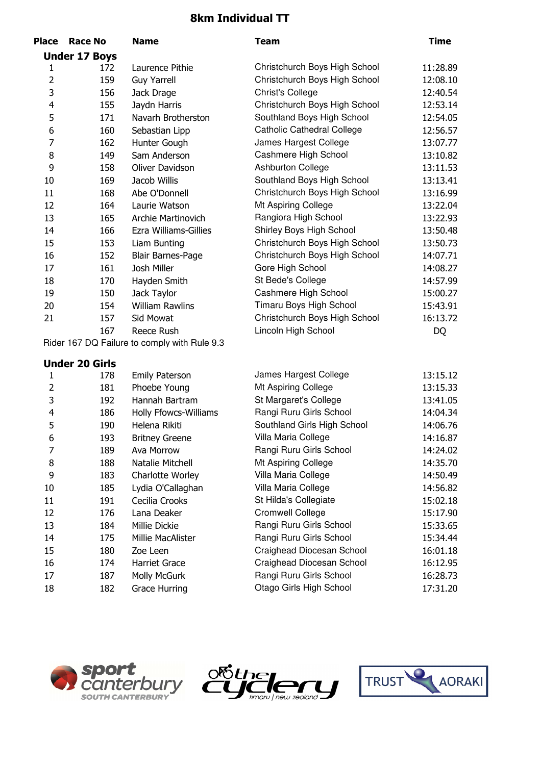# 8km Individual TT

| Place | Race No | Name | Team | Time |
|---|---|---|---|---|
| **Under 17 Boys** | | | | |
| 1 | 172 | Laurence Pithie | Christchurch Boys High School | 11:28.89 |
| 2 | 159 | Guy Yarrell | Christchurch Boys High School | 12:08.10 |
| 3 | 156 | Jack Drage | Christ's College | 12:40.54 |
| 4 | 155 | Jaydn Harris | Christchurch Boys High School | 12:53.14 |
| 5 | 171 | Navarh Brotherston | Southland Boys High School | 12:54.05 |
| 6 | 160 | Sebastian Lipp | Catholic Cathedral College | 12:56.57 |
| 7 | 162 | Hunter Gough | James Hargest College | 13:07.77 |
| 8 | 149 | Sam Anderson | Cashmere High School | 13:10.82 |
| 9 | 158 | Oliver Davidson | Ashburton College | 13:11.53 |
| 10 | 169 | Jacob Willis | Southland Boys High School | 13:13.41 |
| 11 | 168 | Abe O'Donnell | Christchurch Boys High School | 13:16.99 |
| 12 | 164 | Laurie Watson | Mt Aspiring College | 13:22.04 |
| 13 | 165 | Archie Martinovich | Rangiora High School | 13:22.93 |
| 14 | 166 | Ezra Williams-Gillies | Shirley Boys High School | 13:50.48 |
| 15 | 153 | Liam Bunting | Christchurch Boys High School | 13:50.73 |
| 16 | 152 | Blair Barnes-Page | Christchurch Boys High School | 14:07.71 |
| 17 | 161 | Josh Miller | Gore High School | 14:08.27 |
| 18 | 170 | Hayden Smith | St Bede's College | 14:57.99 |
| 19 | 150 | Jack Taylor | Cashmere High School | 15:00.27 |
| 20 | 154 | William Rawlins | Timaru Boys High School | 15:43.91 |
| 21 | 157 | Sid Mowat | Christchurch Boys High School | 16:13.72 |
| | 167 | Reece Rush | Lincoln High School | DQ |

Rider 167 DQ Failure to comply with Rule 9.3

| Place | Race No | Name | Team | Time |
|---|---|---|---|---|
| **Under 20 Girls** | | | | |
| 1 | 178 | Emily Paterson | James Hargest College | 13:15.12 |
| 2 | 181 | Phoebe Young | Mt Aspiring College | 13:15.33 |
| 3 | 192 | Hannah Bartram | St Margaret's College | 13:41.05 |
| 4 | 186 | Holly Ffowcs-Williams | Rangi Ruru Girls School | 14:04.34 |
| 5 | 190 | Helena Rikiti | Southland Girls High School | 14:06.76 |
| 6 | 193 | Britney Greene | Villa Maria College | 14:16.87 |
| 7 | 189 | Ava Morrow | Rangi Ruru Girls School | 14:24.02 |
| 8 | 188 | Natalie Mitchell | Mt Aspiring College | 14:35.70 |
| 9 | 183 | Charlotte Worley | Villa Maria College | 14:50.49 |
| 10 | 185 | Lydia O'Callaghan | Villa Maria College | 14:56.82 |
| 11 | 191 | Cecilia Crooks | St Hilda's Collegiate | 15:02.18 |
| 12 | 176 | Lana Deaker | Cromwell College | 15:17.90 |
| 13 | 184 | Millie Dickie | Rangi Ruru Girls School | 15:33.65 |
| 14 | 175 | Millie MacAlister | Rangi Ruru Girls School | 15:34.44 |
| 15 | 180 | Zoe Leen | Craighead Diocesan School | 16:01.18 |
| 16 | 174 | Harriet Grace | Craighead Diocesan School | 16:12.95 |
| 17 | 187 | Molly McGurk | Rangi Ruru Girls School | 16:28.73 |
| 18 | 182 | Grace Hurring | Otago Girls High School | 17:31.20 |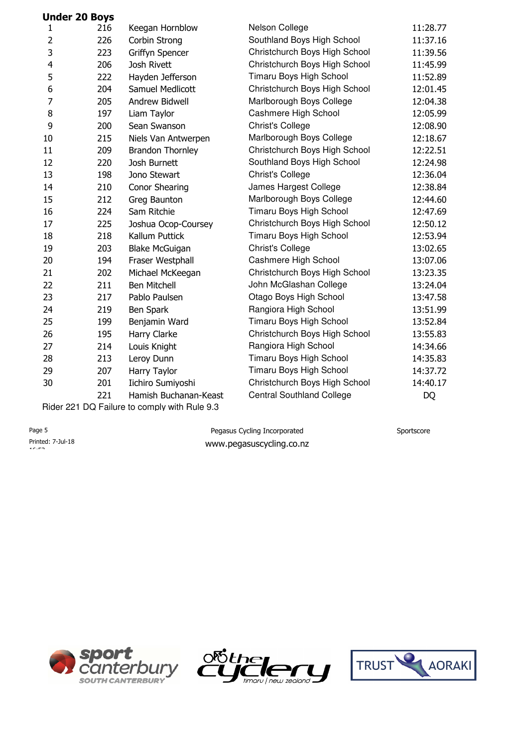## Under 20 Boys

| | | | | |
|---|---|---|---|---|
| 1 | 216 | Keegan Hornblow | Nelson College | 11:28.77 |
| 2 | 226 | Corbin Strong | Southland Boys High School | 11:37.16 |
| 3 | 223 | Griffyn Spencer | Christchurch Boys High School | 11:39.56 |
| 4 | 206 | Josh Rivett | Christchurch Boys High School | 11:45.99 |
| 5 | 222 | Hayden Jefferson | Timaru Boys High School | 11:52.89 |
| 6 | 204 | Samuel Medlicott | Christchurch Boys High School | 12:01.45 |
| 7 | 205 | Andrew Bidwell | Marlborough Boys College | 12:04.38 |
| 8 | 197 | Liam Taylor | Cashmere High School | 12:05.99 |
| 9 | 200 | Sean Swanson | Christ's College | 12:08.90 |
| 10 | 215 | Niels Van Antwerpen | Marlborough Boys College | 12:18.67 |
| 11 | 209 | Brandon Thornley | Christchurch Boys High School | 12:22.51 |
| 12 | 220 | Josh Burnett | Southland Boys High School | 12:24.98 |
| 13 | 198 | Jono Stewart | Christ's College | 12:36.04 |
| 14 | 210 | Conor Shearing | James Hargest College | 12:38.84 |
| 15 | 212 | Greg Baunton | Marlborough Boys College | 12:44.60 |
| 16 | 224 | Sam Ritchie | Timaru Boys High School | 12:47.69 |
| 17 | 225 | Joshua Ocop-Coursey | Christchurch Boys High School | 12:50.12 |
| 18 | 218 | Kallum Puttick | Timaru Boys High School | 12:53.94 |
| 19 | 203 | Blake McGuigan | Christ's College | 13:02.65 |
| 20 | 194 | Fraser Westphall | Cashmere High School | 13:07.06 |
| 21 | 202 | Michael McKeegan | Christchurch Boys High School | 13:23.35 |
| 22 | 211 | Ben Mitchell | John McGlashan College | 13:24.04 |
| 23 | 217 | Pablo Paulsen | Otago Boys High School | 13:47.58 |
| 24 | 219 | Ben Spark | Rangiora High School | 13:51.99 |
| 25 | 199 | Benjamin Ward | Timaru Boys High School | 13:52.84 |
| 26 | 195 | Harry Clarke | Christchurch Boys High School | 13:55.83 |
| 27 | 214 | Louis Knight | Rangiora High School | 14:34.66 |
| 28 | 213 | Leroy Dunn | Timaru Boys High School | 14:35.83 |
| 29 | 207 | Harry Taylor | Timaru Boys High School | 14:37.72 |
| 30 | 201 | Iichiro Sumiyoshi | Christchurch Boys High School | 14:40.17 |
| | 221 | Hamish Buchanan-Keast | Central Southland College | DQ |

Rider 221 DQ Failure to comply with Rule 9.3